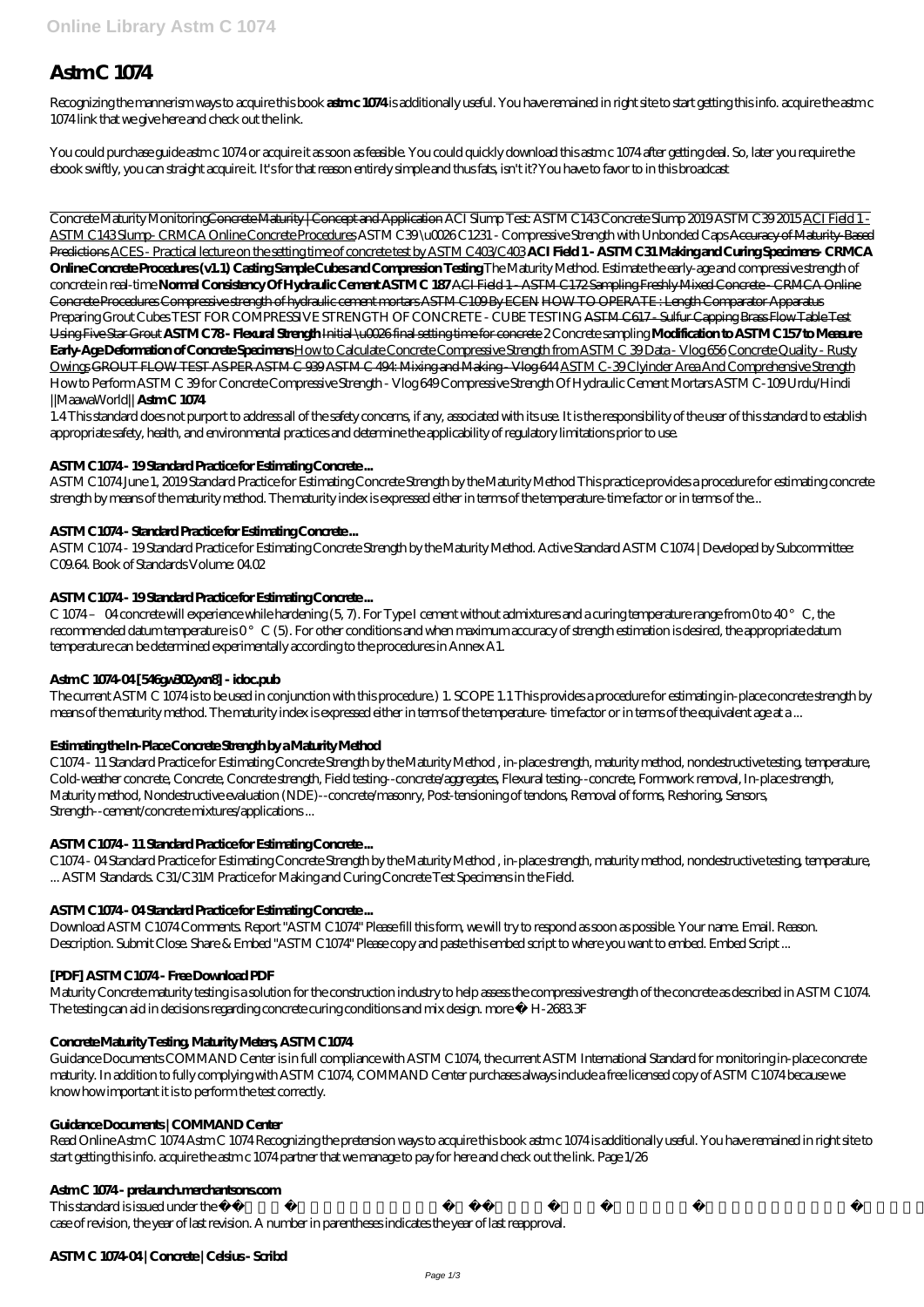# Astm C 1074

Recognizing the mannerism ways to acquire this book **astm c 1074** is additionally useful. You have remained in right site to start getting this info. acquire the astm c 1074 link that we give here and check out the link.

You could purchase guide astm c 1074 or acquire it as soon as feasible. You could quickly download this astm c 1074 after getting deal. So, later you require the ebook swiftly, you can straight acquire it. It's for that reason entirely simple and thus fats, isn't it? You have to favor to in this broadcast

Concrete Maturity Monitoring Concrete Maturity | Concept and Application *ACI Slump Test: ASTM C143 Concrete Slump 2019 ASTM C39 2015* ACI Field 1 - ASTM C143 Slump - CRMCA Online Concrete Procedures *ASTM C39 \u0026 C1231 - Compressive Strength with Unbonded Caps* Accuracy of Maturity-Based Predictions ACES - Practical lecture on the setting time of concrete test by ASTM C403/C403 **ACI Field 1 - ASTM C31 Making and Curing Specimens - CRMCA Online Concrete Procedures (v1.1) Casting Sample Cubes and Compression Testing** *The Maturity Method. Estimate the early-age and compressive strength of concrete in real-time* **Normal Consistency Of Hydraulic Cement ASTM C 187** ACI Field 1 - ASTM C172 Sampling Freshly Mixed Concrete - CRMCA Online Concrete Procedures Compressive strength of hydraulic cement mortars ASTM C109 By ECEN HOW TO OPERATE : Length Comparator Apparatus *Preparing Grout Cubes TEST FOR COMPRESSIVE STRENGTH OF CONCRETE - CUBE TESTING* ASTM C617 - Sulfur Capping Brass Flow Table Test Using Five Star Grout **ASTM C78 - Flexural Strength** Initial \u0026 final setting time for concrete *2 Concrete sampling* **Modification to ASTM C157 to Measure Early-Age Deformation of Concrete Specimens** How to Calculate Concrete Compressive Strength from ASTM C 39 Data - Vlog 656 Concrete Quality - Rusty Owings GROUT FLOW TEST AS PER ASTM C 939 ASTM C 494: Mixing and Making - Vlog 644 ASTM C-39 Clyinder Area And Comprehensive Strength *How to Perform ASTM C 39 for Concrete Compressive Strength - Vlog 649 Compressive Strength Of Hydraulic Cement Mortars ASTM C-109 Urdu/Hindi ||MaawaWorld||* **Astm C 1074**

1.4 This standard does not purport to address all of the safety concerns, if any, associated with its use. It is the responsibility of the user of this standard to establish appropriate safety, health, and environmental practices and determine the applicability of regulatory limitations prior to use.

### ASTM C1074 - 19 Standard Practice for Estimating Concrete ...

ASTM C1074 June 1, 2019 Standard Practice for Estimating Concrete Strength by the Maturity Method This practice provides a procedure for estimating concrete strength by means of the maturity method. The maturity index is expressed either in terms of the temperature-time factor or in terms of the...

### ASTM C1074 - Standard Practice for Estimating Concrete ...

ASTM C1074 - 19 Standard Practice for Estimating Concrete Strength by the Maturity Method. Active Standard ASTM C1074 | Developed by Subcommittee: C09.64. Book of Standards Volume: 04.02

### ASTM C1074 - 19 Standard Practice for Estimating Concrete ...

C 1074 – 04 concrete will experience while hardening (5, 7). For Type I cement without admixtures and a curing temperature range from 0 to 40 °C, the recommended datum temperature is 0 °C (5). For other conditions and when maximum accuracy of strength estimation is desired, the appropriate datum temperature can be determined experimentally according to the procedures in Annex A1.

### Astm C 1074-04 [546gw302yxn8] - idoc.pub

The current ASTM C 1074 is to be used in conjunction with this procedure.) 1. SCOPE 1.1 This provides a procedure for estimating in-place concrete strength by means of the maturity method. The maturity index is expressed either in terms of the temperature- time factor or in terms of the equivalent age at a ...

### Estimating the In-Place Concrete Strength by a Maturity Method

C1074 - 11 Standard Practice for Estimating Concrete Strength by the Maturity Method , in-place strength, maturity method, nondestructive testing, temperature, Cold-weather concrete, Concrete, Concrete strength, Field testing--concrete/aggregates, Flexural testing--concrete, Formwork removal, In-place strength, Maturity method, Nondestructive evaluation (NDE)--concrete/masonry, Post-tensioning of tendons, Removal of forms, Reshoring, Sensors, Strength--cement/concrete mixtures/applications ...

### ASTM C1074 - 11 Standard Practice for Estimating Concrete ...

C1074 - 04 Standard Practice for Estimating Concrete Strength by the Maturity Method , in-place strength, maturity method, nondestructive testing, temperature, ... ASTM Standards. C31/C31M Practice for Making and Curing Concrete Test Specimens in the Field.

### ASTM C1074 - 04 Standard Practice for Estimating Concrete ...

Download ASTM C1074 Comments. Report "ASTM C1074" Please fill this form, we will try to respond as soon as possible. Your name. Email. Reason. Description. Submit Close. Share & Embed "ASTM C1074" Please copy and paste this embed script to where you want to embed. Embed Script ...

### [PDF] ASTM C1074 - Free Download PDF

Maturity Concrete maturity testing is a solution for the construction industry to help assess the compressive strength of the concrete as described in ASTM C1074. The testing can aid in decisions regarding concrete curing conditions and mix design. more » H-2683.3F

### Concrete Maturity Testing, Maturity Meters, ASTM C1074

Guidance Documents COMMAND Center is in full compliance with ASTM C1074, the current ASTM International Standard for monitoring in-place concrete maturity. In addition to fully complying with ASTM C1074, COMMAND Center purchases always include a free licensed copy of ASTM C1074 because we know how important it is to perform the test correctly.

### Guidance Documents | COMMAND Center

Read Online Astm C 1074 Astm C 1074 Recognizing the pretension ways to acquire this book astm c 1074 is additionally useful. You have remained in right site to start getting this info. acquire the astm c 1074 partner that we manage to pay for here and check out the link. Page 1/26

### Astm C 1074 - prelaunch.merchantsons.com

This standard is issued under the fixed designation C 1074; the number immediately following the designation indicates the year of original adoption or, in the case of revision, the year of last revision. A number in parentheses indicates the year of last reapproval.

### ASTM C 1074-04 | Concrete | Celsius - Scribd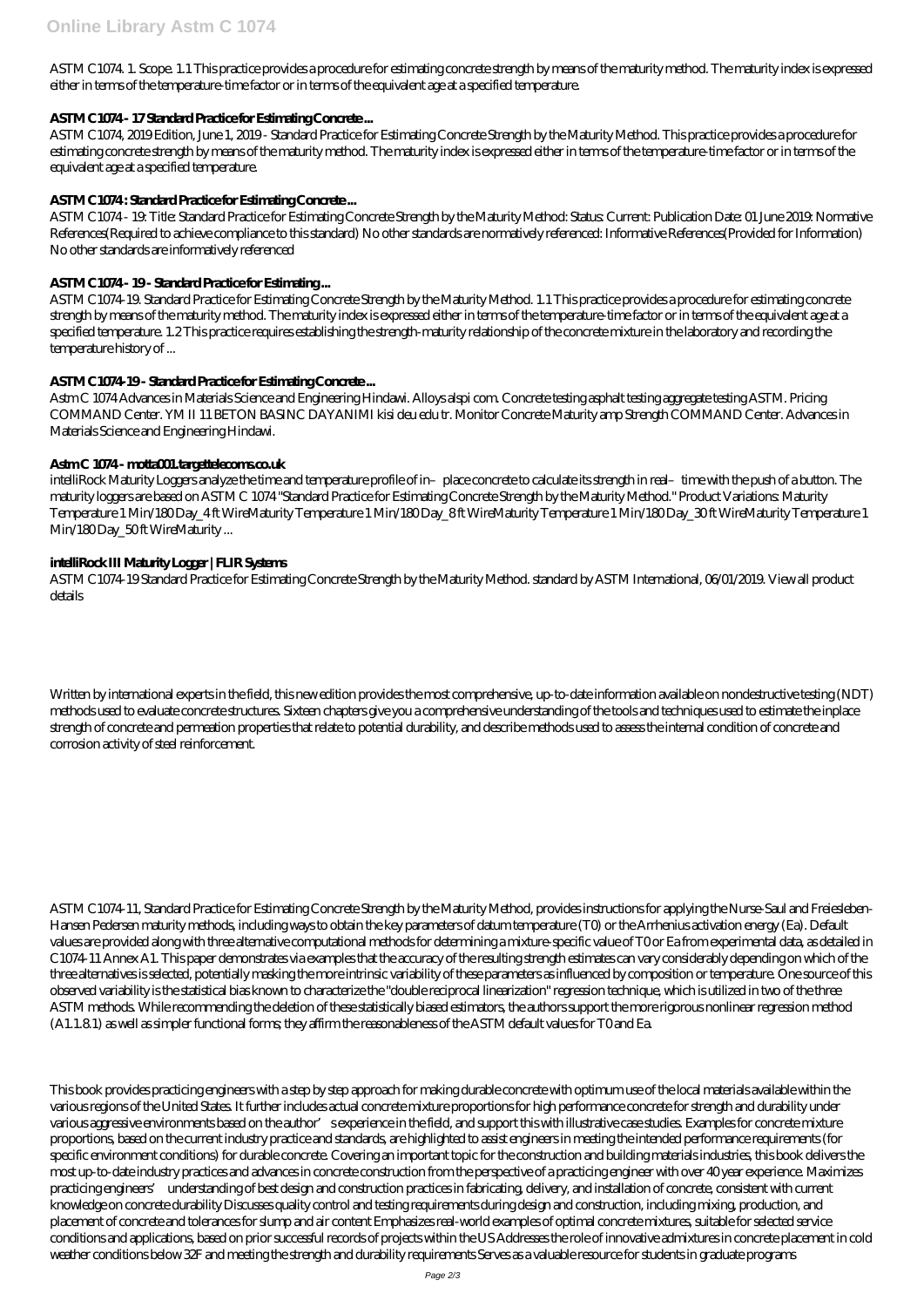ASTM C1074. 1. Scope. 1.1 This practice provides a procedure for estimating concrete strength by means of the maturity method. The maturity index is expressed either in terms of the temperature-time factor or in terms of the equivalent age at a specified temperature.

### ASTM C1074 - 17 Standard Practice for Estimating Concrete ...

ASTM C1074, 2019 Edition, June 1, 2019 - Standard Practice for Estimating Concrete Strength by the Maturity Method. This practice provides a procedure for estimating concrete strength by means of the maturity method. The maturity index is expressed either in terms of the temperature-time factor or in terms of the equivalent age at a specified temperature.

### ASTM C1074 : Standard Practice for Estimating Concrete ...

ASTM C1074 - 19: Title: Standard Practice for Estimating Concrete Strength by the Maturity Method: Status: Current: Publication Date: 01 June 2019: Normative References(Required to achieve compliance to this standard) No other standards are normatively referenced: Informative References(Provided for Information) No other standards are informatively referenced

### ASTM C1074 - 19 - Standard Practice for Estimating ...

ASTM C1074-19. Standard Practice for Estimating Concrete Strength by the Maturity Method. 1.1 This practice provides a procedure for estimating concrete strength by means of the maturity method. The maturity index is expressed either in terms of the temperature-time factor or in terms of the equivalent age at a specified temperature. 1.2 This practice requires establishing the strength-maturity relationship of the concrete mixture in the laboratory and recording the temperature history of ...

### ASTM C1074-19 - Standard Practice for Estimating Concrete ...

Astm C 1074 Advances in Materials Science and Engineering Hindawi. Alloys alspi com. Concrete testing asphalt testing aggregate testing ASTM. Pricing COMMAND Center. YM II 11 BETON BASINC DAYANIMI kisi deu edu tr. Monitor Concrete Maturity amp Strength COMMAND Center. Advances in Materials Science and Engineering Hindawi.

### Astm C 1074 - motta001.targettelecoms.co.uk

intelliRock Maturity Loggers analyze the time and temperature profile of in–place concrete to calculate its strength in real–time with the push of a button. The maturity loggers are based on ASTM C 1074 "Standard Practice for Estimating Concrete Strength by the Maturity Method." Product Variations: Maturity Temperature 1 Min/180 Day_4 ft WireMaturity Temperature 1 Min/180 Day_8 ft WireMaturity Temperature 1 Min/180 Day_30 ft WireMaturity Temperature 1 Min/180 Day_50 ft WireMaturity ...

### intelliRock III Maturity Logger | FLIR Systems

ASTM C1074-19 Standard Practice for Estimating Concrete Strength by the Maturity Method. standard by ASTM International, 06/01/2019. View all product details

Written by international experts in the field, this new edition provides the most comprehensive, up-to-date information available on nondestructive testing (NDT) methods used to evaluate concrete structures. Sixteen chapters give you a comprehensive understanding of the tools and techniques used to estimate the inplace strength of concrete and permeation properties that relate to potential durability, and describe methods used to assess the internal condition of concrete and corrosion activity of steel reinforcement.

ASTM C1074-11, Standard Practice for Estimating Concrete Strength by the Maturity Method, provides instructions for applying the Nurse-Saul and Freiesleben-Hansen Pedersen maturity methods, including ways to obtain the key parameters of datum temperature ($T_0$) or the Arrhenius activation energy ($E_a$). Default values are provided along with three alternative computational methods for determining a mixture-specific value of $T_0$ or $E_a$ from experimental data, as detailed in C1074-11 Annex A1. This paper demonstrates via examples that the accuracy of the resulting strength estimates can vary considerably depending on which of the three alternatives is selected, potentially masking the more intrinsic variability of these parameters as influenced by composition or temperature. One source of this observed variability is the statistical bias known to characterize the "double reciprocal linearization" regression technique, which is utilized in two of the three ASTM methods. While recommending the deletion of these statistically biased estimators, the authors support the more rigorous nonlinear regression method (A1.1.8.1) as well as simpler functional forms; they affirm the reasonableness of the ASTM default values for $T_0$ and $E_a$.

This book provides practicing engineers with a step by step approach for making durable concrete with optimum use of the local materials available within the various regions of the United States. It further includes actual concrete mixture proportions for high performance concrete for strength and durability under various aggressive environments based on the author's experience in the field, and support this with illustrative case studies. Examples for concrete mixture proportions, based on the current industry practice and standards, are highlighted to assist engineers in meeting the intended performance requirements (for specific environment conditions) for durable concrete. Covering an important topic for the construction and building materials industries, this book delivers the most up-to-date industry practices and advances in concrete construction from the perspective of a practicing engineer with over 40 year experience. Maximizes practicing engineers' understanding of best design and construction practices in fabricating, delivery, and installation of concrete, consistent with current knowledge on concrete durability Discusses quality control and testing requirements during design and construction, including mixing, production, and placement of concrete and tolerances for slump and air content Emphasizes real-world examples of optimal concrete mixtures, suitable for selected service conditions and applications, based on prior successful records of projects within the US Addresses the role of innovative admixtures in concrete placement in cold weather conditions below 32F and meeting the strength and durability requirements Serves as a valuable resource for students in graduate programs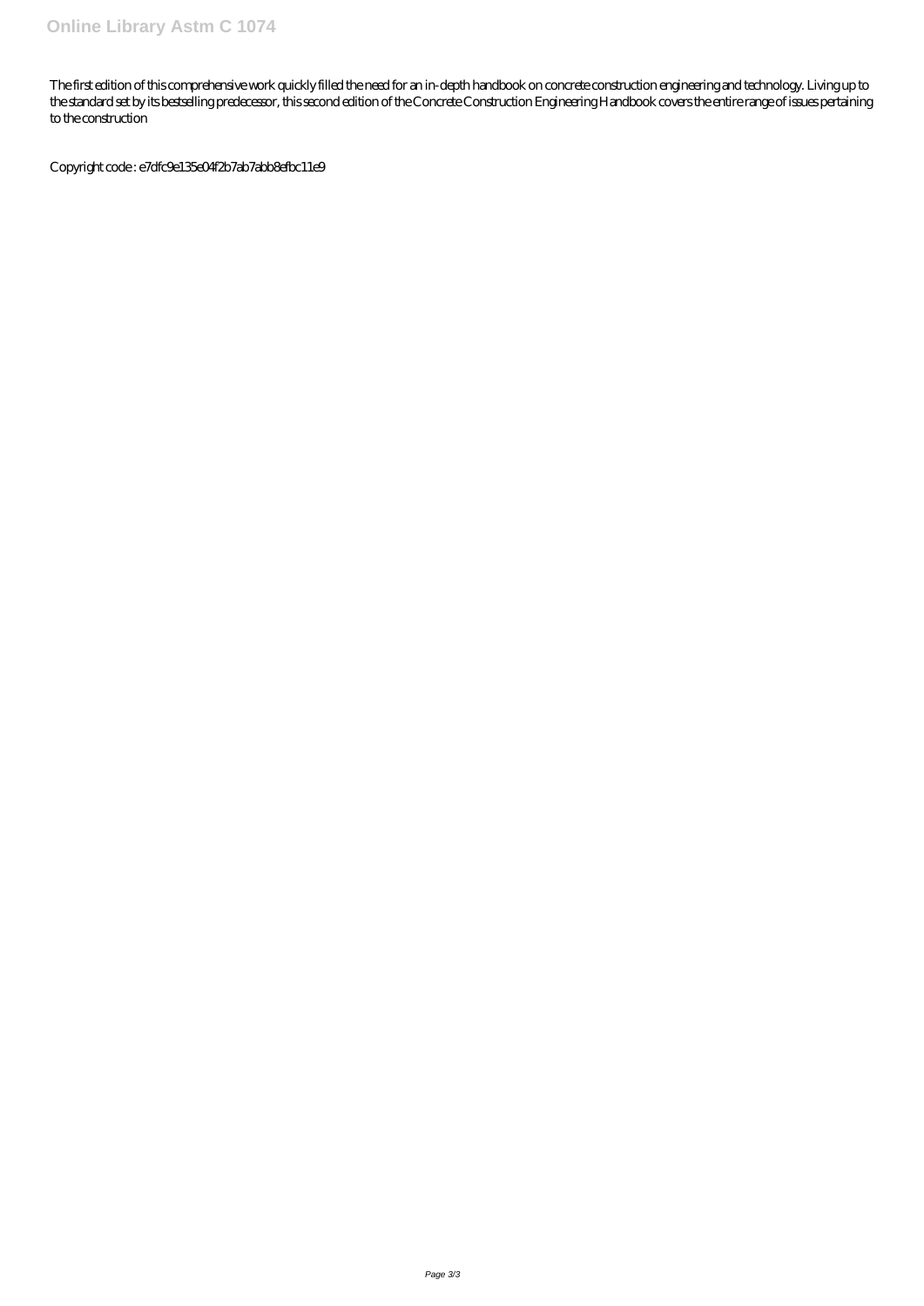The first edition of this comprehensive work quickly filled the need for an in-depth handbook on concrete construction engineering and technology. Living up to the standard set by its bestselling predecessor, this second edition of the Concrete Construction Engineering Handbook covers the entire range of issues pertaining to the construction

Copyright code : e7dfc9e135e04f2b7ab7abb8efbc11e9